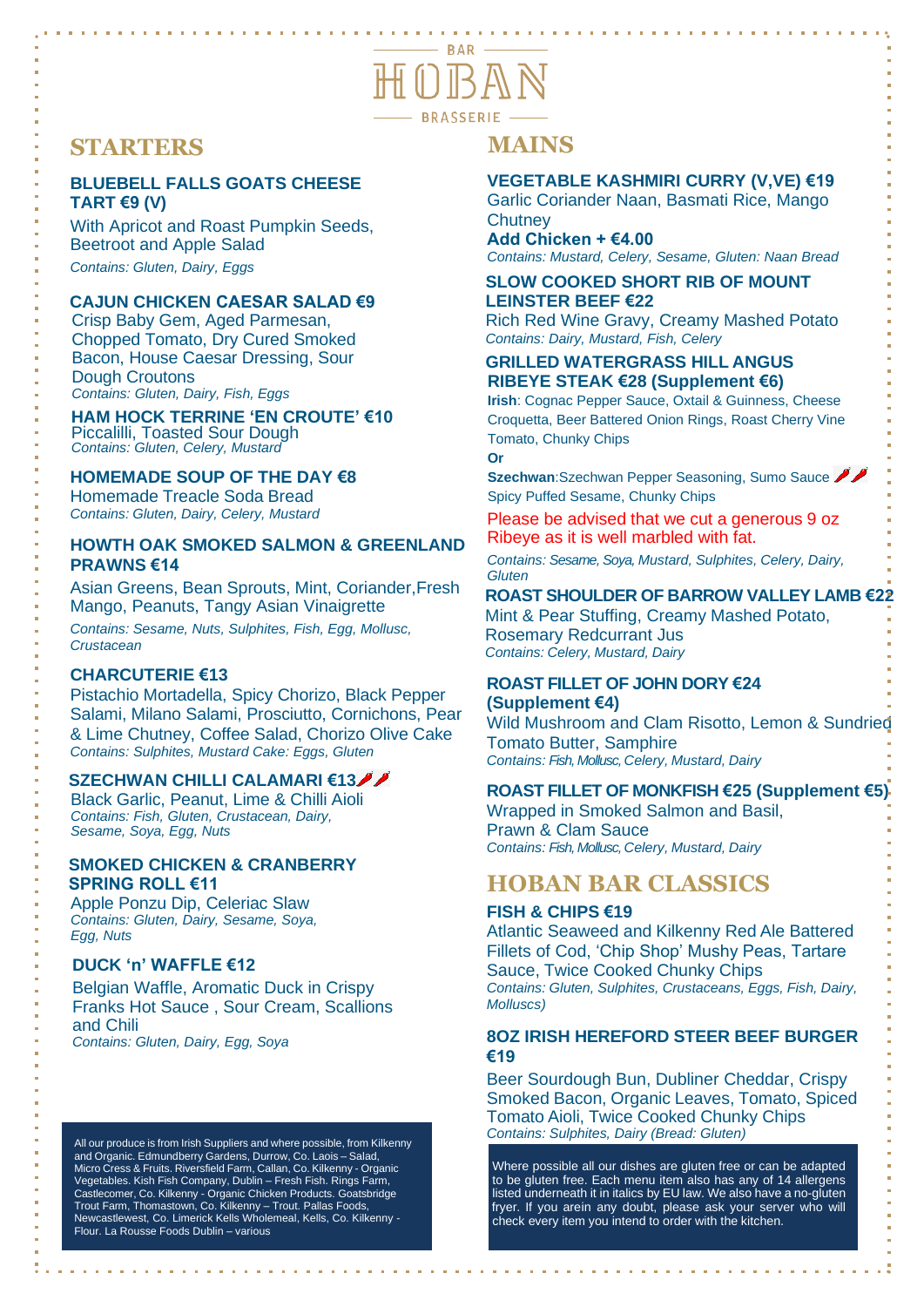BAR

# HOBAN

BRASSERIE

## STARTERS

### BLUEBELL FALLS GOATS CHEESE TART €9 (V)

With Apricot and Roast Pumpkin Seeds, Beetroot and Apple Salad

*Contains: Gluten, Dairy, Eggs*

### CAJUN CHICKEN CAESAR SALAD €9

Crisp Baby Gem, Aged Parmesan, Chopped Tomato, Dry Cured Smoked Bacon, House Caesar Dressing, Sour Dough Croutons

*Contains: Gluten, Dairy, Fish, Eggs*

### HAM HOCK TERRINE 'EN CROUTE' €10

Piccalilli, Toasted Sour Dough

*Contains: Gluten, Celery, Mustard*

### HOMEMADE SOUP OF THE DAY €8

Homemade Treacle Soda Bread

*Contains: Gluten, Dairy, Celery, Mustard*

### HOWTH OAK SMOKED SALMON & GREENLAND PRAWNS €14

Asian Greens, Bean Sprouts, Mint, Coriander,Fresh Mango, Peanuts, Tangy Asian Vinaigrette

*Contains: Sesame, Nuts, Sulphites, Fish, Egg, Mollusc, Crustacean*

### CHARCUTERIE €13

Pistachio Mortadella, Spicy Chorizo, Black Pepper Salami, Milano Salami, Prosciutto, Cornichons, Pear & Lime Chutney, Coffee Salad, Chorizo Olive Cake

*Contains: Sulphites, Mustard Cake: Eggs, Gluten*

### SZECHWAN CHILLI CALAMARI €13

Black Garlic, Peanut, Lime & Chilli Aioli

*Contains: Fish, Gluten, Crustacean, Dairy, Sesame, Soya, Egg, Nuts*

### SMOKED CHICKEN & CRANBERRY SPRING ROLL €11

Apple Ponzu Dip, Celeriac Slaw

*Contains: Gluten, Dairy, Sesame, Soya, Egg, Nuts*

### DUCK 'n' WAFFLE €12

Belgian Waffle, Aromatic Duck in Crispy Franks Hot Sauce , Sour Cream, Scallions and Chili

*Contains: Gluten, Dairy, Egg, Soya*

All our produce is from Irish Suppliers and where possible, from Kilkenny and Organic. Edmundberry Gardens, Durrow, Co. Laois – Salad, Micro Cress & Fruits. Riversfield Farm, Callan, Co. Kilkenny - Organic Vegetables. Kish Fish Company, Dublin – Fresh Fish. Rings Farm, Castlecomer, Co. Kilkenny - Organic Chicken Products. Goatsbridge Trout Farm, Thomastown, Co. Kilkenny – Trout. Pallas Foods, Newcastlewest, Co. Limerick Kells Wholemeal, Kells, Co. Kilkenny - Flour. La Rousse Foods Dublin – various

## MAINS

### VEGETABLE KASHMIRI CURRY (V,VE) €19

Garlic Coriander Naan, Basmati Rice, Mango Chutney

**Add Chicken + €4.00**

*Contains: Mustard, Celery, Sesame, Gluten: Naan Bread*

### SLOW COOKED SHORT RIB OF MOUNT LEINSTER BEEF €22

Rich Red Wine Gravy, Creamy Mashed Potato

*Contains: Dairy, Mustard, Fish, Celery*

### GRILLED WATERGRASS HILL ANGUS RIBEYE STEAK €28 (Supplement €6)

**Irish**: Cognac Pepper Sauce, Oxtail & Guinness, Cheese Croquetta, Beer Battered Onion Rings, Roast Cherry Vine Tomato, Chunky Chips

**Or**

**Szechwan**:Szechwan Pepper Seasoning, Sumo Sauce Spicy Puffed Sesame, Chunky Chips

Please be advised that we cut a generous 9 oz Ribeye as it is well marbled with fat.

*Contains: Sesame, Soya, Mustard, Sulphites, Celery, Dairy, Gluten*

### ROAST SHOULDER OF BARROW VALLEY LAMB €22

Mint & Pear Stuffing, Creamy Mashed Potato, Rosemary Redcurrant Jus

*Contains: Celery, Mustard, Dairy*

### ROAST FILLET OF JOHN DORY €24 (Supplement €4)

Wild Mushroom and Clam Risotto, Lemon & Sundried Tomato Butter, Samphire

*Contains: Fish, Mollusc, Celery, Mustard, Dairy*

### ROAST FILLET OF MONKFISH €25 (Supplement €5)

Wrapped in Smoked Salmon and Basil, Prawn & Clam Sauce

*Contains: Fish, Mollusc, Celery, Mustard, Dairy*

## HOBAN BAR CLASSICS

### FISH & CHIPS €19

Atlantic Seaweed and Kilkenny Red Ale Battered Fillets of Cod, 'Chip Shop' Mushy Peas, Tartare Sauce, Twice Cooked Chunky Chips

*Contains: Gluten, Sulphites, Crustaceans, Eggs, Fish, Dairy, Molluscs)*

### 8OZ IRISH HEREFORD STEER BEEF BURGER €19

Beer Sourdough Bun, Dubliner Cheddar, Crispy Smoked Bacon, Organic Leaves, Tomato, Spiced Tomato Aioli, Twice Cooked Chunky Chips

*Contains: Sulphites, Dairy (Bread: Gluten)*

Where possible all our dishes are gluten free or can be adapted to be gluten free. Each menu item also has any of 14 allergens listed underneath it in italics by EU law. We also have a no-gluten fryer. If you arein any doubt, please ask your server who will check every item you intend to order with the kitchen.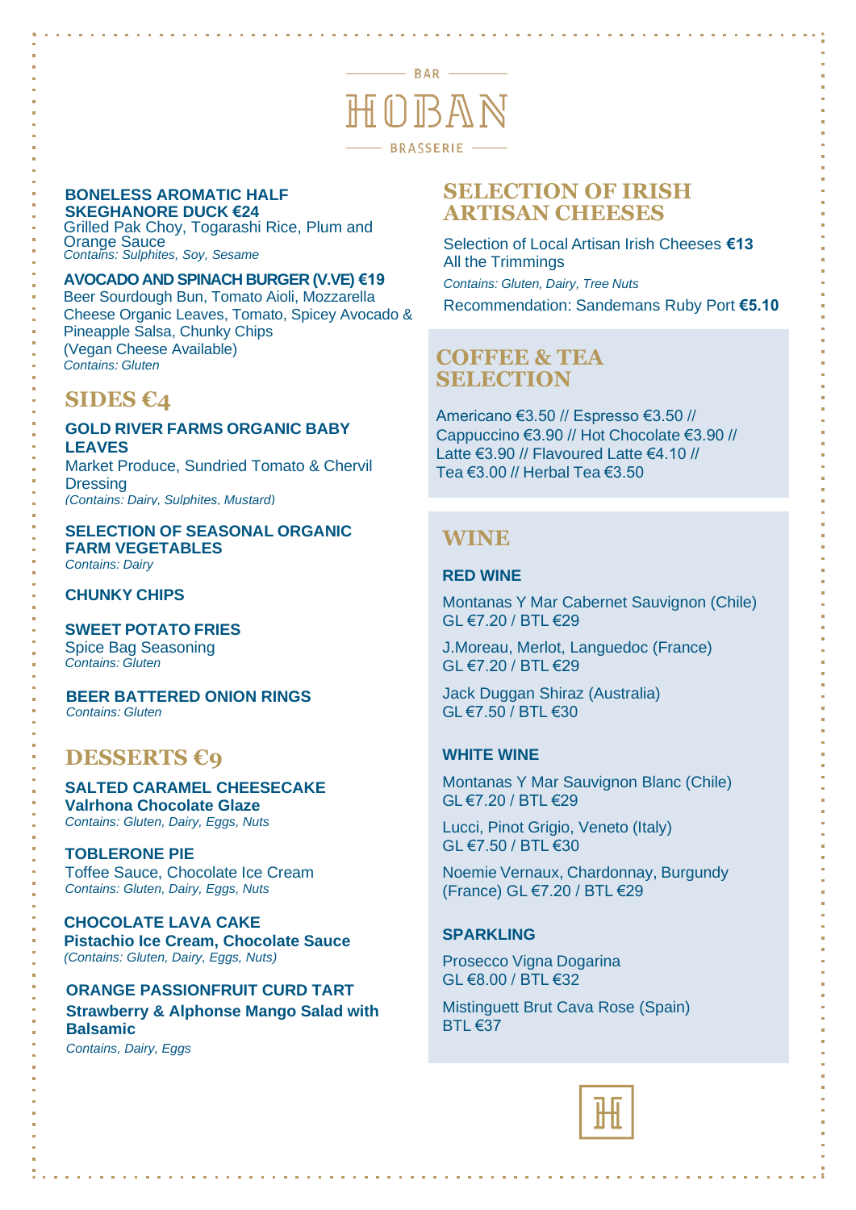BAR

# HOBAN

BRASSERIE

**BONELESS AROMATIC HALF SKEGHANORE DUCK €24**
Grilled Pak Choy, Togarashi Rice, Plum and Orange Sauce
*Contains: Sulphites, Soy, Sesame*

**AVOCADO AND SPINACH BURGER (V.VE) €19**
Beer Sourdough Bun, Tomato Aioli, Mozzarella Cheese Organic Leaves, Tomato, Spicey Avocado & Pineapple Salsa, Chunky Chips
(Vegan Cheese Available)
*Contains: Gluten*

## SIDES €4

**GOLD RIVER FARMS ORGANIC BABY LEAVES**
Market Produce, Sundried Tomato & Chervil Dressing
*(Contains: Dairy, Sulphites, Mustard)*

**SELECTION OF SEASONAL ORGANIC FARM VEGETABLES**
*Contains: Dairy*

**CHUNKY CHIPS**

**SWEET POTATO FRIES**
Spice Bag Seasoning
*Contains: Gluten*

**BEER BATTERED ONION RINGS**
*Contains: Gluten*

## DESSERTS €9

**SALTED CARAMEL CHEESECAKE**
**Valrhona Chocolate Glaze**
*Contains: Gluten, Dairy, Eggs, Nuts*

**TOBLERONE PIE**
Toffee Sauce, Chocolate Ice Cream
*Contains: Gluten, Dairy, Eggs, Nuts*

**CHOCOLATE LAVA CAKE**
**Pistachio Ice Cream, Chocolate Sauce**
*(Contains: Gluten, Dairy, Eggs, Nuts)*

**ORANGE PASSIONFRUIT CURD TART**
**Strawberry & Alphonse Mango Salad with Balsamic**
*Contains, Dairy, Eggs*

## SELECTION OF IRISH ARTISAN CHEESES

Selection of Local Artisan Irish Cheeses **€13**
All the Trimmings
*Contains: Gluten, Dairy, Tree Nuts*
Recommendation: Sandemans Ruby Port **€5.10**

## COFFEE & TEA SELECTION

Americano €3.50 // Espresso €3.50 // Cappuccino €3.90 // Hot Chocolate €3.90 // Latte €3.90 // Flavoured Latte €4.10 // Tea €3.00 // Herbal Tea €3.50

## WINE

### RED WINE

Montanas Y Mar Cabernet Sauvignon (Chile)
GL €7.20 / BTL €29

J.Moreau, Merlot, Languedoc (France)
GL €7.20 / BTL €29

Jack Duggan Shiraz (Australia)
GL €7.50 / BTL €30

### WHITE WINE

Montanas Y Mar Sauvignon Blanc (Chile)
GL €7.20 / BTL €29

Lucci, Pinot Grigio, Veneto (Italy)
GL €7.50 / BTL €30

Noemie Vernaux, Chardonnay, Burgundy (France) GL €7.20 / BTL €29

### SPARKLING

Prosecco Vigna Dogarina
GL €8.00 / BTL €32

Mistinguett Brut Cava Rose (Spain)
BTL €37